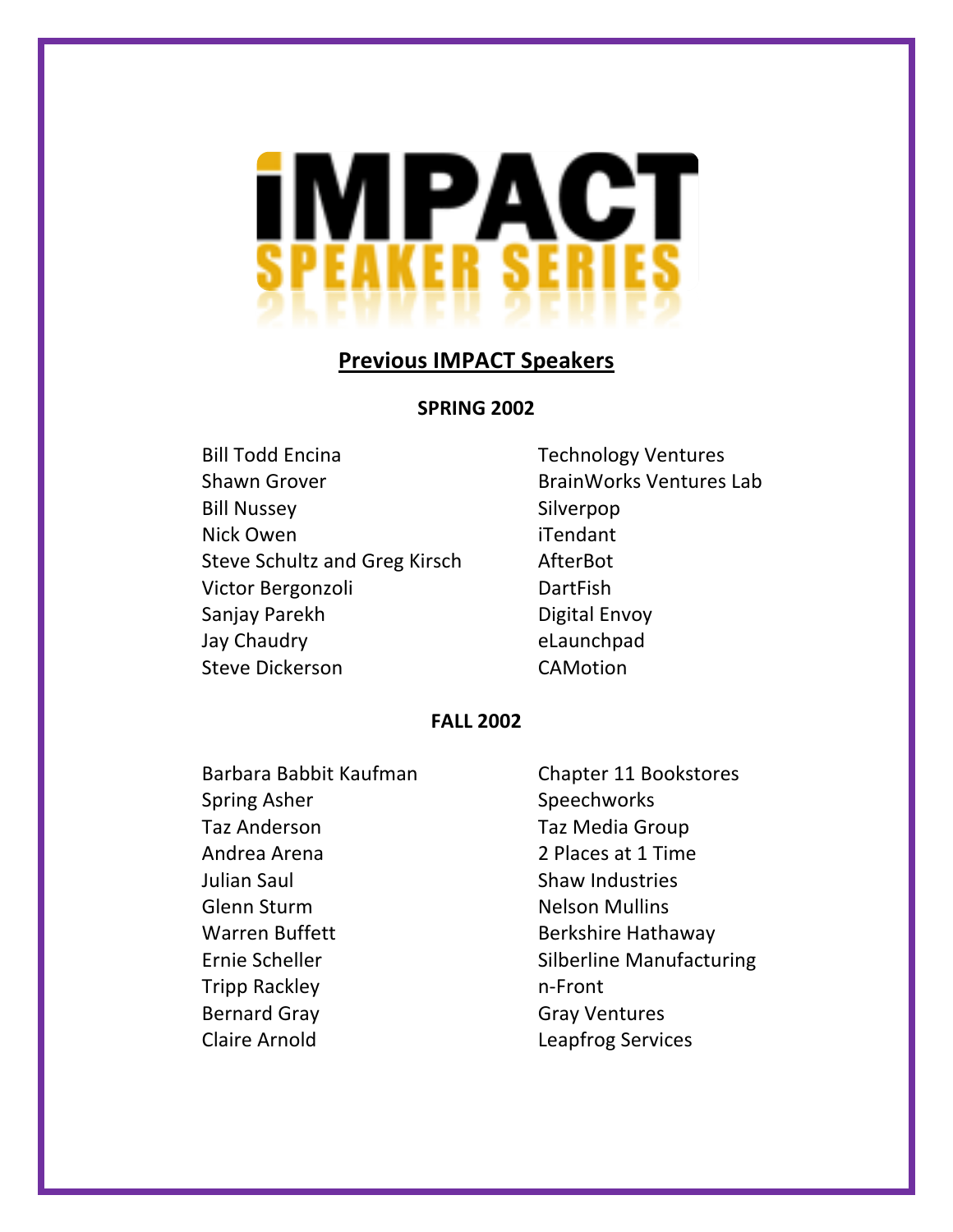# iMPACT SPEAKER SERIES

## Previous IMPACT Speakers

### SPRING 2002

| | |
|---|---|
| Bill Todd Encina | Technology Ventures |
| Shawn Grover | BrainWorks Ventures Lab |
| Bill Nussey | Silverpop |
| Nick Owen | iTendant |
| Steve Schultz and Greg Kirsch | AfterBot |
| Victor Bergonzoli | DartFish |
| Sanjay Parekh | Digital Envoy |
| Jay Chaudry | eLaunchpad |
| Steve Dickerson | CAMotion |

### FALL 2002

| | |
|---|---|
| Barbara Babbit Kaufman | Chapter 11 Bookstores |
| Spring Asher | Speechworks |
| Taz Anderson | Taz Media Group |
| Andrea Arena | 2 Places at 1 Time |
| Julian Saul | Shaw Industries |
| Glenn Sturm | Nelson Mullins |
| Warren Buffett | Berkshire Hathaway |
| Ernie Scheller | Silberline Manufacturing |
| Tripp Rackley | n-Front |
| Bernard Gray | Gray Ventures |
| Claire Arnold | Leapfrog Services |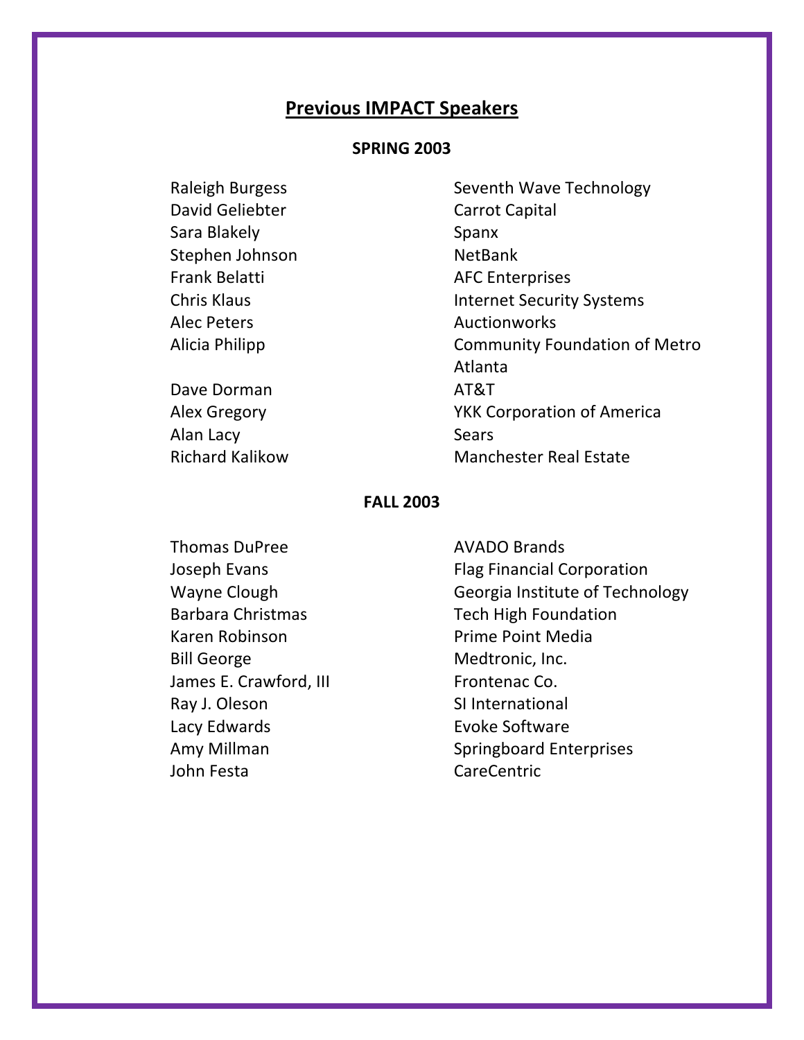## Previous IMPACT Speakers

### SPRING 2003

| | |
|---|---|
| Raleigh Burgess | Seventh Wave Technology |
| David Geliebter | Carrot Capital |
| Sara Blakely | Spanx |
| Stephen Johnson | NetBank |
| Frank Belatti | AFC Enterprises |
| Chris Klaus | Internet Security Systems |
| Alec Peters | Auctionworks |
| Alicia Philipp | Community Foundation of Metro Atlanta |
| Dave Dorman | AT&T |
| Alex Gregory | YKK Corporation of America |
| Alan Lacy | Sears |
| Richard Kalikow | Manchester Real Estate |

### FALL 2003

| | |
|---|---|
| Thomas DuPree | AVADO Brands |
| Joseph Evans | Flag Financial Corporation |
| Wayne Clough | Georgia Institute of Technology |
| Barbara Christmas | Tech High Foundation |
| Karen Robinson | Prime Point Media |
| Bill George | Medtronic, Inc. |
| James E. Crawford, III | Frontenac Co. |
| Ray J. Oleson | SI International |
| Lacy Edwards | Evoke Software |
| Amy Millman | Springboard Enterprises |
| John Festa | CareCentric |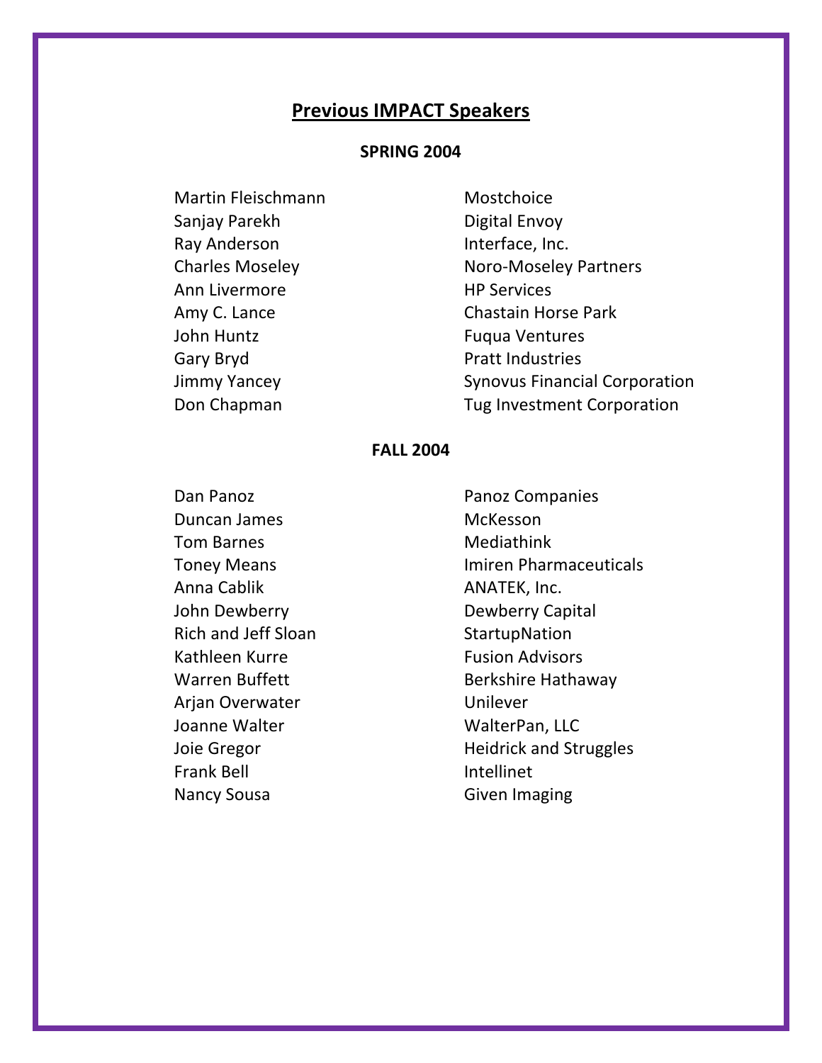## Previous IMPACT Speakers

### SPRING 2004

| | |
|---|---|
| Martin Fleischmann | Mostchoice |
| Sanjay Parekh | Digital Envoy |
| Ray Anderson | Interface, Inc. |
| Charles Moseley | Noro-Moseley Partners |
| Ann Livermore | HP Services |
| Amy C. Lance | Chastain Horse Park |
| John Huntz | Fuqua Ventures |
| Gary Bryd | Pratt Industries |
| Jimmy Yancey | Synovus Financial Corporation |
| Don Chapman | Tug Investment Corporation |

### FALL 2004

| | |
|---|---|
| Dan Panoz | Panoz Companies |
| Duncan James | McKesson |
| Tom Barnes | Mediathink |
| Toney Means | Imiren Pharmaceuticals |
| Anna Cablik | ANATEK, Inc. |
| John Dewberry | Dewberry Capital |
| Rich and Jeff Sloan | StartupNation |
| Kathleen Kurre | Fusion Advisors |
| Warren Buffett | Berkshire Hathaway |
| Arjan Overwater | Unilever |
| Joanne Walter | WalterPan, LLC |
| Joie Gregor | Heidrick and Struggles |
| Frank Bell | Intellinet |
| Nancy Sousa | Given Imaging |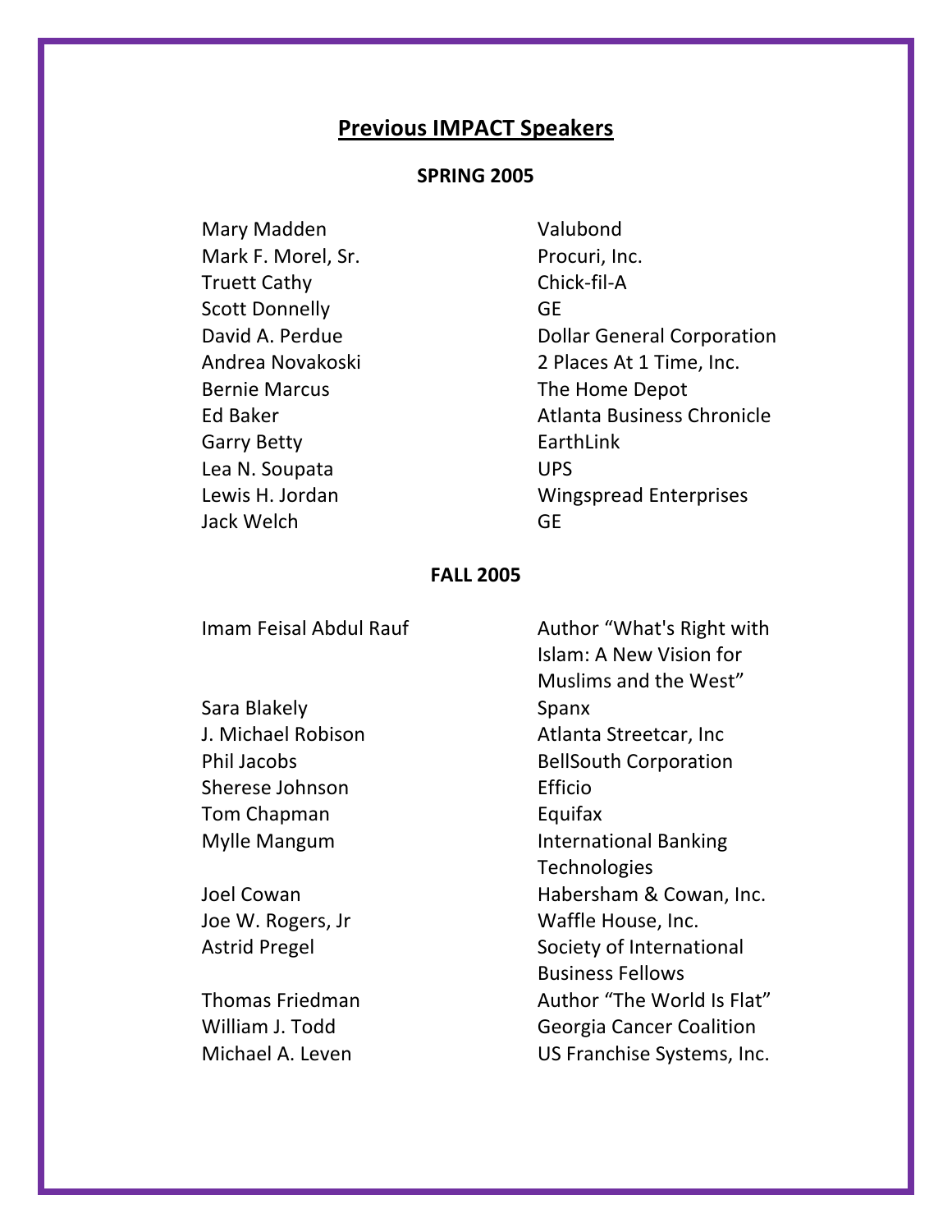## Previous IMPACT Speakers

### SPRING 2005

| | |
|---|---|
| Mary Madden | Valubond |
| Mark F. Morel, Sr. | Procuri, Inc. |
| Truett Cathy | Chick-fil-A |
| Scott Donnelly | GE |
| David A. Perdue | Dollar General Corporation |
| Andrea Novakoski | 2 Places At 1 Time, Inc. |
| Bernie Marcus | The Home Depot |
| Ed Baker | Atlanta Business Chronicle |
| Garry Betty | EarthLink |
| Lea N. Soupata | UPS |
| Lewis H. Jordan | Wingspread Enterprises |
| Jack Welch | GE |

### FALL 2005

| | |
|---|---|
| Imam Feisal Abdul Rauf | Author "What's Right with Islam: A New Vision for Muslims and the West" |
| Sara Blakely | Spanx |
| J. Michael Robison | Atlanta Streetcar, Inc |
| Phil Jacobs | BellSouth Corporation |
| Sherese Johnson | Efficio |
| Tom Chapman | Equifax |
| Mylle Mangum | International Banking Technologies |
| Joel Cowan | Habersham & Cowan, Inc. |
| Joe W. Rogers, Jr | Waffle House, Inc. |
| Astrid Pregel | Society of International Business Fellows |
| Thomas Friedman | Author "The World Is Flat" |
| William J. Todd | Georgia Cancer Coalition |
| Michael A. Leven | US Franchise Systems, Inc. |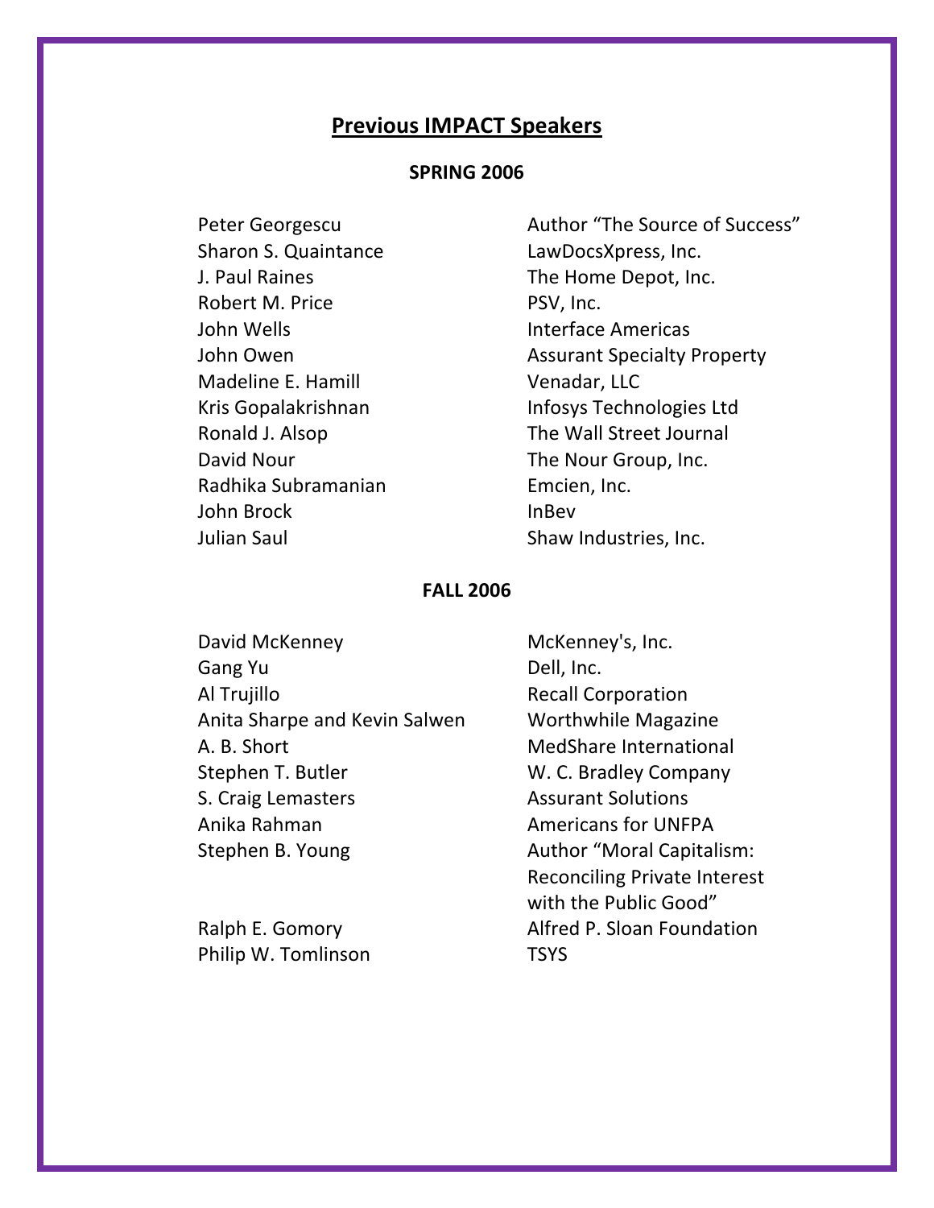## Previous IMPACT Speakers

### SPRING 2006

| | |
|---|---|
| Peter Georgescu | Author “The Source of Success” |
| Sharon S. Quaintance | LawDocsXpress, Inc. |
| J. Paul Raines | The Home Depot, Inc. |
| Robert M. Price | PSV, Inc. |
| John Wells | Interface Americas |
| John Owen | Assurant Specialty Property |
| Madeline E. Hamill | Venadar, LLC |
| Kris Gopalakrishnan | Infosys Technologies Ltd |
| Ronald J. Alsop | The Wall Street Journal |
| David Nour | The Nour Group, Inc. |
| Radhika Subramanian | Emcien, Inc. |
| John Brock | InBev |
| Julian Saul | Shaw Industries, Inc. |

### FALL 2006

| | |
|---|---|
| David McKenney | McKenney's, Inc. |
| Gang Yu | Dell, Inc. |
| Al Trujillo | Recall Corporation |
| Anita Sharpe and Kevin Salwen | Worthwhile Magazine |
| A. B. Short | MedShare International |
| Stephen T. Butler | W. C. Bradley Company |
| S. Craig Lemasters | Assurant Solutions |
| Anika Rahman | Americans for UNFPA |
| Stephen B. Young | Author “Moral Capitalism: Reconciling Private Interest with the Public Good” |
| Ralph E. Gomory | Alfred P. Sloan Foundation |
| Philip W. Tomlinson | TSYS |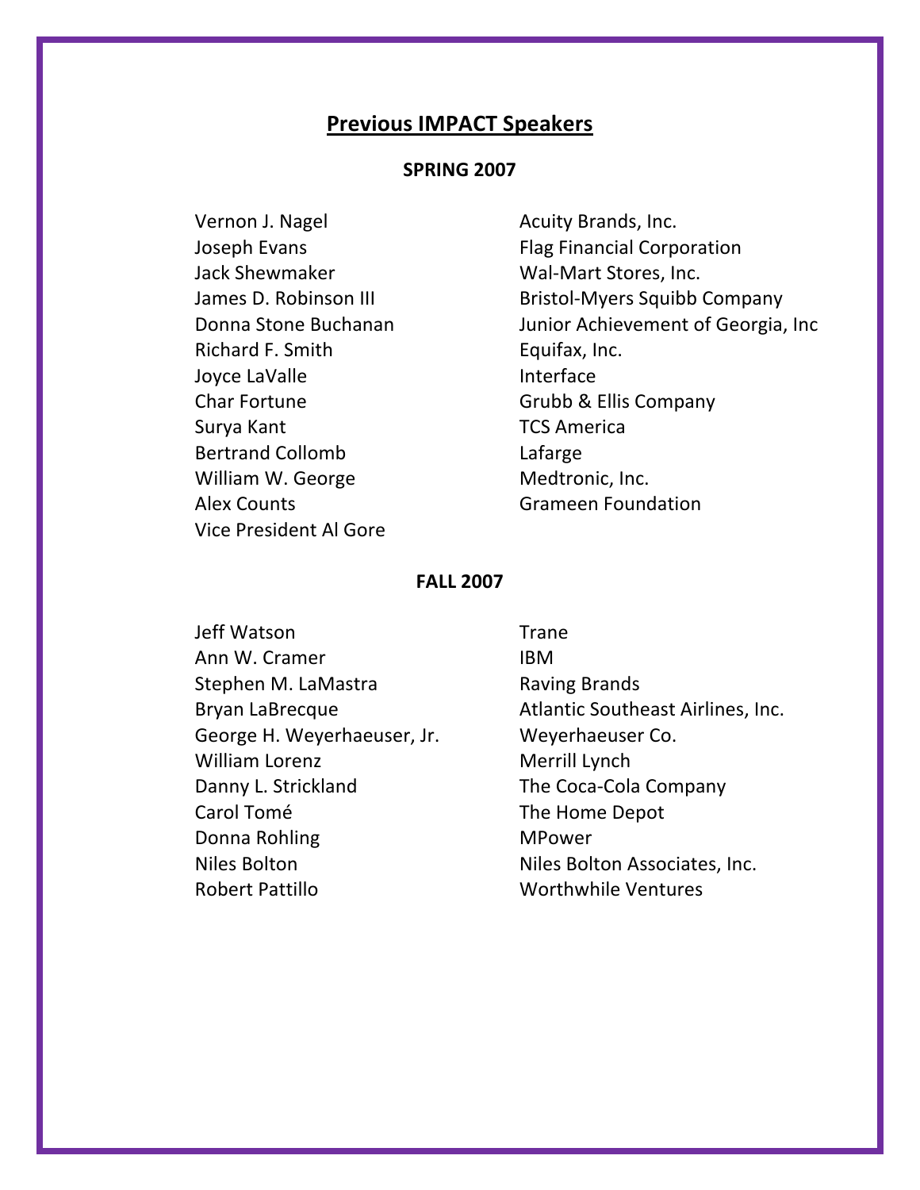## Previous IMPACT Speakers

### SPRING 2007

| | |
|---|---|
| Vernon J. Nagel | Acuity Brands, Inc. |
| Joseph Evans | Flag Financial Corporation |
| Jack Shewmaker | Wal-Mart Stores, Inc. |
| James D. Robinson III | Bristol-Myers Squibb Company |
| Donna Stone Buchanan | Junior Achievement of Georgia, Inc |
| Richard F. Smith | Equifax, Inc. |
| Joyce LaValle | Interface |
| Char Fortune | Grubb & Ellis Company |
| Surya Kant | TCS America |
| Bertrand Collomb | Lafarge |
| William W. George | Medtronic, Inc. |
| Alex Counts | Grameen Foundation |
| Vice President Al Gore | |

### FALL 2007

| | |
|---|---|
| Jeff Watson | Trane |
| Ann W. Cramer | IBM |
| Stephen M. LaMastra | Raving Brands |
| Bryan LaBrecque | Atlantic Southeast Airlines, Inc. |
| George H. Weyerhaeuser, Jr. | Weyerhaeuser Co. |
| William Lorenz | Merrill Lynch |
| Danny L. Strickland | The Coca-Cola Company |
| Carol Tomé | The Home Depot |
| Donna Rohling | MPower |
| Niles Bolton | Niles Bolton Associates, Inc. |
| Robert Pattillo | Worthwhile Ventures |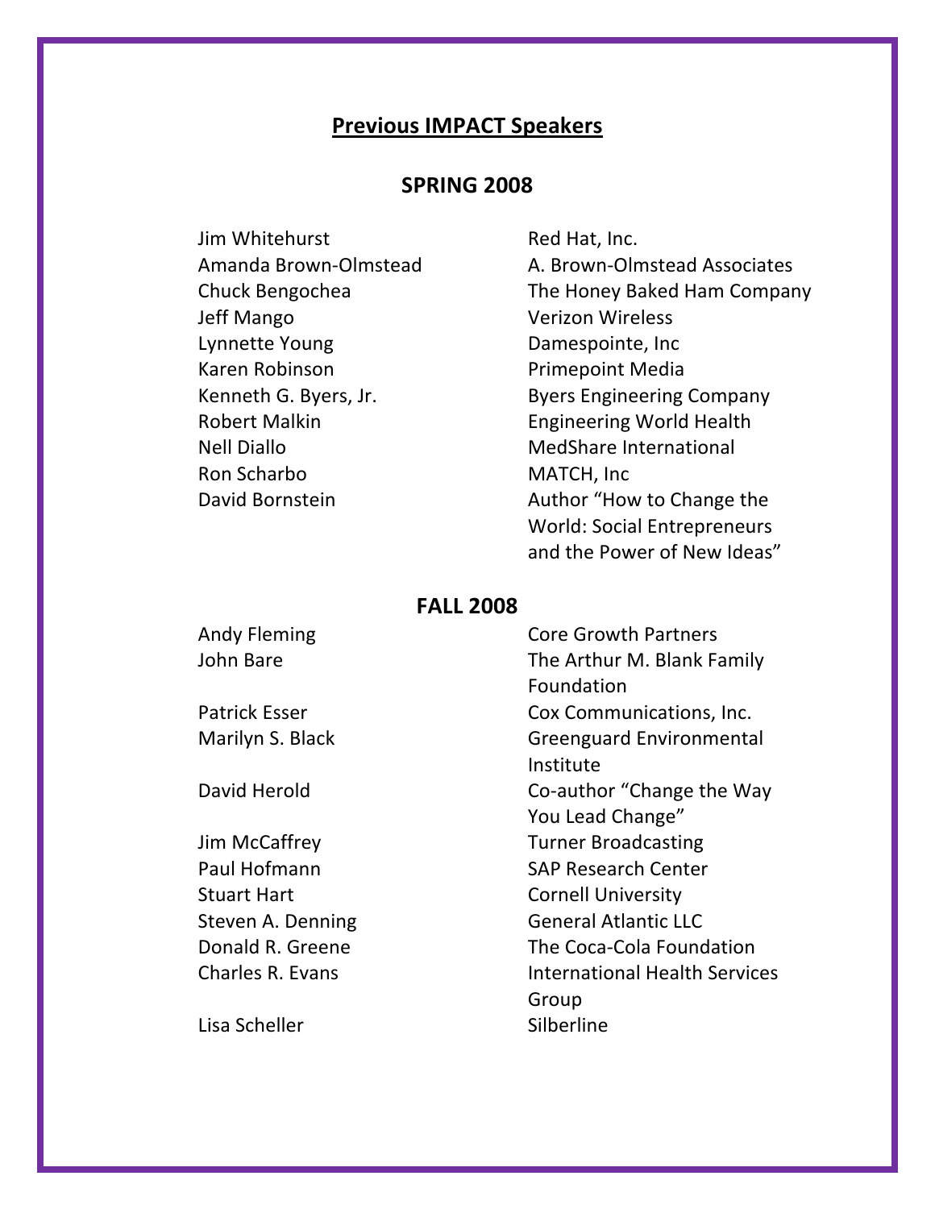## Previous IMPACT Speakers

### SPRING 2008

| | |
|---|---|
| Jim Whitehurst | Red Hat, Inc. |
| Amanda Brown-Olmstead | A. Brown-Olmstead Associates |
| Chuck Bengochea | The Honey Baked Ham Company |
| Jeff Mango | Verizon Wireless |
| Lynnette Young | Damespointe, Inc |
| Karen Robinson | Primepoint Media |
| Kenneth G. Byers, Jr. | Byers Engineering Company |
| Robert Malkin | Engineering World Health |
| Nell Diallo | MedShare International |
| Ron Scharbo | MATCH, Inc |
| David Bornstein | Author “How to Change the World: Social Entrepreneurs and the Power of New Ideas” |

### FALL 2008

| | |
|---|---|
| Andy Fleming | Core Growth Partners |
| John Bare | The Arthur M. Blank Family Foundation |
| Patrick Esser | Cox Communications, Inc. |
| Marilyn S. Black | Greenguard Environmental Institute |
| David Herold | Co-author “Change the Way You Lead Change” |
| Jim McCaffrey | Turner Broadcasting |
| Paul Hofmann | SAP Research Center |
| Stuart Hart | Cornell University |
| Steven A. Denning | General Atlantic LLC |
| Donald R. Greene | The Coca-Cola Foundation |
| Charles R. Evans | International Health Services Group |
| Lisa Scheller | Silberline |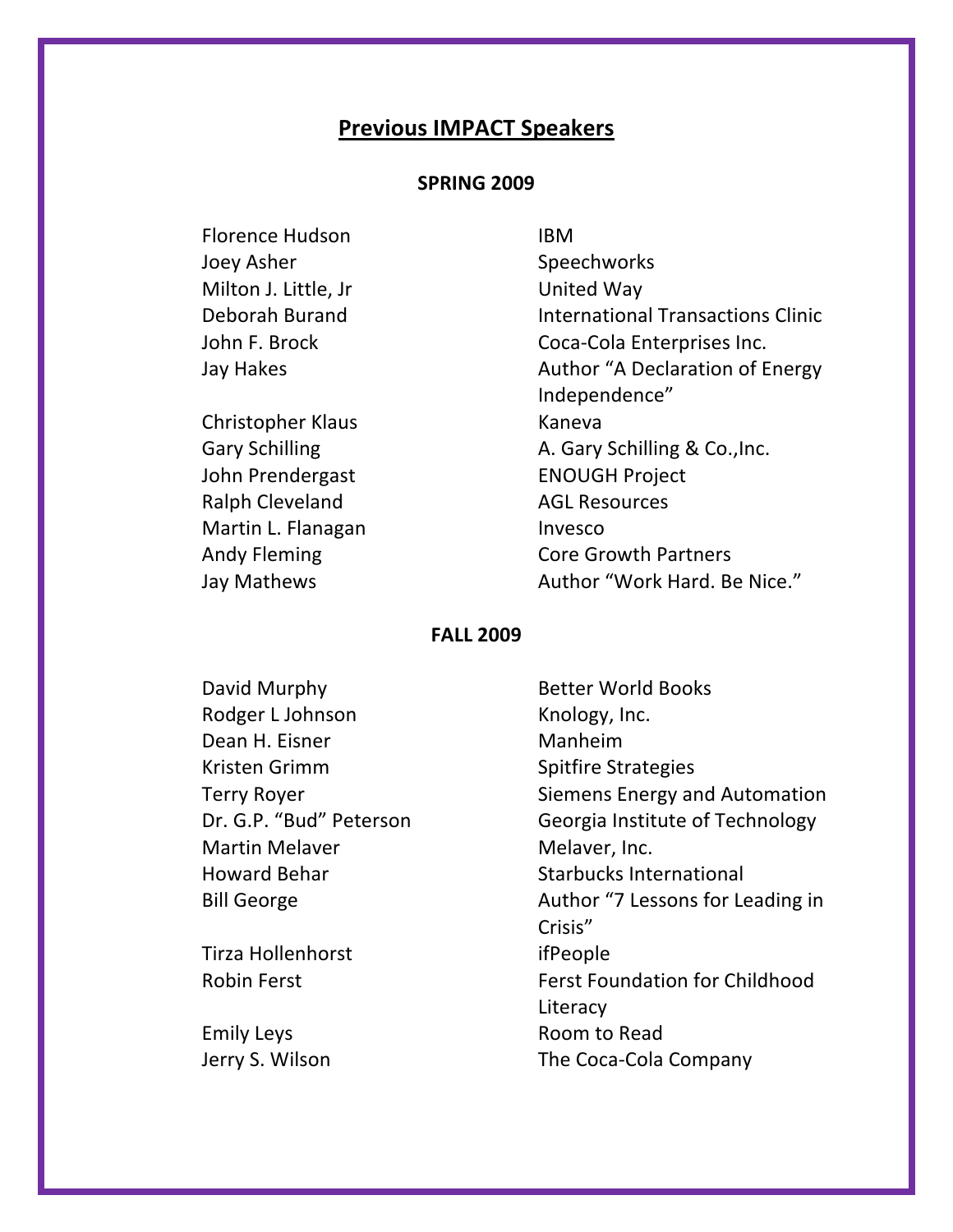## Previous IMPACT Speakers

### SPRING 2009

| | |
|---|---|
| Florence Hudson | IBM |
| Joey Asher | Speechworks |
| Milton J. Little, Jr | United Way |
| Deborah Burand | International Transactions Clinic |
| John F. Brock | Coca-Cola Enterprises Inc. |
| Jay Hakes | Author "A Declaration of Energy Independence" |
| Christopher Klaus | Kaneva |
| Gary Schilling | A. Gary Schilling & Co.,Inc. |
| John Prendergast | ENOUGH Project |
| Ralph Cleveland | AGL Resources |
| Martin L. Flanagan | Invesco |
| Andy Fleming | Core Growth Partners |
| Jay Mathews | Author "Work Hard. Be Nice." |

### FALL 2009

| | |
|---|---|
| David Murphy | Better World Books |
| Rodger L Johnson | Knology, Inc. |
| Dean H. Eisner | Manheim |
| Kristen Grimm | Spitfire Strategies |
| Terry Royer | Siemens Energy and Automation |
| Dr. G.P. "Bud" Peterson | Georgia Institute of Technology |
| Martin Melaver | Melaver, Inc. |
| Howard Behar | Starbucks International |
| Bill George | Author "7 Lessons for Leading in Crisis" |
| Tirza Hollenhorst | ifPeople |
| Robin Ferst | Ferst Foundation for Childhood Literacy |
| Emily Leys | Room to Read |
| Jerry S. Wilson | The Coca-Cola Company |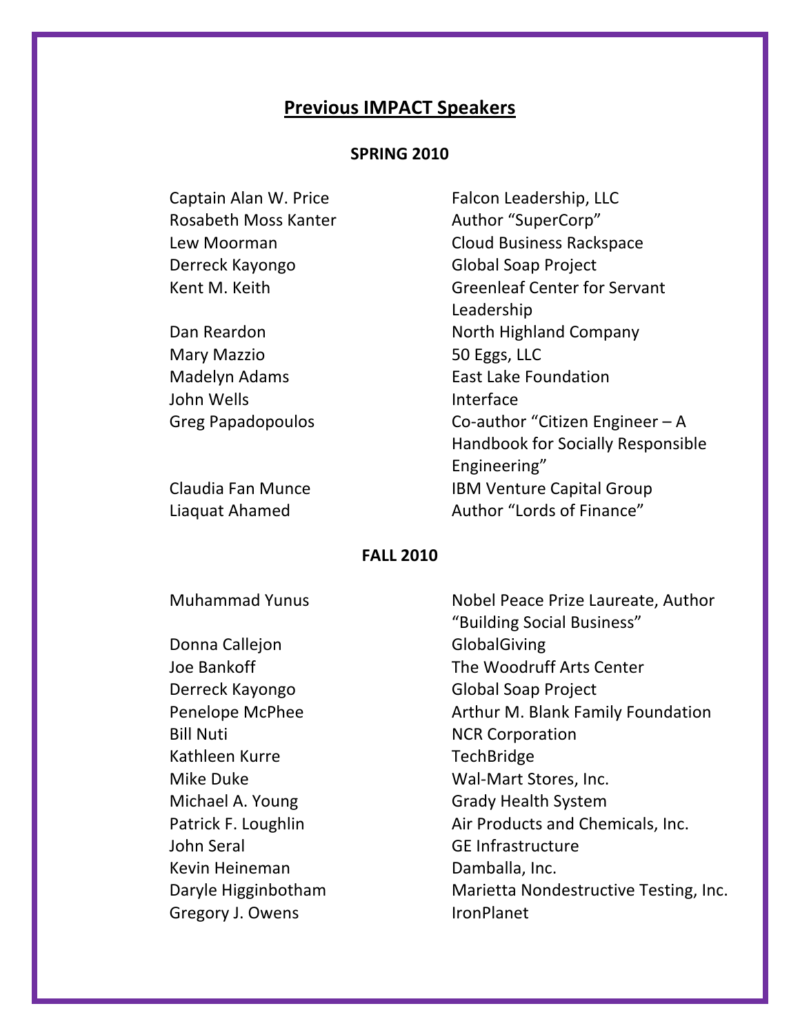## Previous IMPACT Speakers

### SPRING 2010

| | |
|---|---|
| Captain Alan W. Price | Falcon Leadership, LLC |
| Rosabeth Moss Kanter | Author "SuperCorp" |
| Lew Moorman | Cloud Business Rackspace |
| Derreck Kayongo | Global Soap Project |
| Kent M. Keith | Greenleaf Center for Servant Leadership |
| Dan Reardon | North Highland Company |
| Mary Mazzio | 50 Eggs, LLC |
| Madelyn Adams | East Lake Foundation |
| John Wells | Interface |
| Greg Papadopoulos | Co-author "Citizen Engineer – A Handbook for Socially Responsible Engineering" |
| Claudia Fan Munce | IBM Venture Capital Group |
| Liaquat Ahamed | Author "Lords of Finance" |

### FALL 2010

| | |
|---|---|
| Muhammad Yunus | Nobel Peace Prize Laureate, Author "Building Social Business" |
| Donna Callejon | GlobalGiving |
| Joe Bankoff | The Woodruff Arts Center |
| Derreck Kayongo | Global Soap Project |
| Penelope McPhee | Arthur M. Blank Family Foundation |
| Bill Nuti | NCR Corporation |
| Kathleen Kurre | TechBridge |
| Mike Duke | Wal-Mart Stores, Inc. |
| Michael A. Young | Grady Health System |
| Patrick F. Loughlin | Air Products and Chemicals, Inc. |
| John Seral | GE Infrastructure |
| Kevin Heineman | Damballa, Inc. |
| Daryle Higginbotham | Marietta Nondestructive Testing, Inc. |
| Gregory J. Owens | IronPlanet |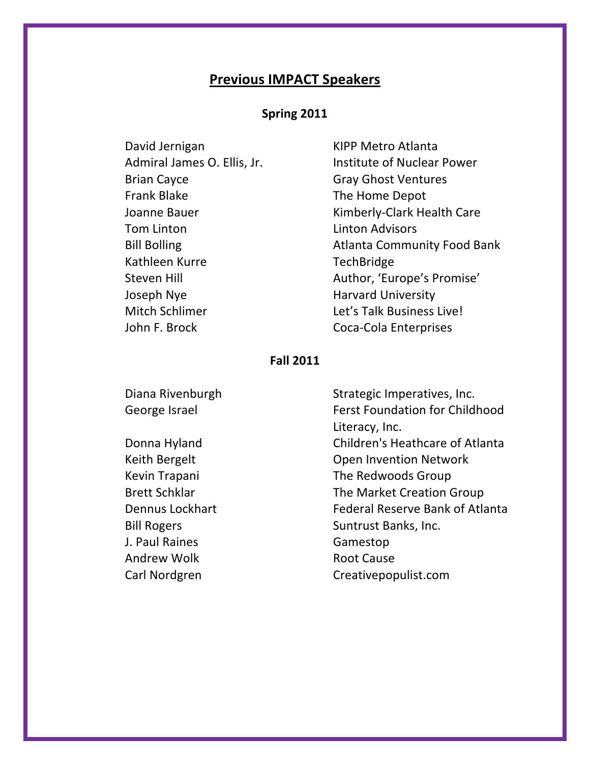## Previous IMPACT Speakers

### Spring 2011

| | |
|---|---|
| David Jernigan | KIPP Metro Atlanta |
| Admiral James O. Ellis, Jr. | Institute of Nuclear Power |
| Brian Cayce | Gray Ghost Ventures |
| Frank Blake | The Home Depot |
| Joanne Bauer | Kimberly-Clark Health Care |
| Tom Linton | Linton Advisors |
| Bill Bolling | Atlanta Community Food Bank |
| Kathleen Kurre | TechBridge |
| Steven Hill | Author, 'Europe's Promise' |
| Joseph Nye | Harvard University |
| Mitch Schlimer | Let's Talk Business Live! |
| John F. Brock | Coca-Cola Enterprises |

### Fall 2011

| | |
|---|---|
| Diana Rivenburgh | Strategic Imperatives, Inc. |
| George Israel | Ferst Foundation for Childhood Literacy, Inc. |
| Donna Hyland | Children's Heathcare of Atlanta |
| Keith Bergelt | Open Invention Network |
| Kevin Trapani | The Redwoods Group |
| Brett Schklar | The Market Creation Group |
| Dennus Lockhart | Federal Reserve Bank of Atlanta |
| Bill Rogers | Suntrust Banks, Inc. |
| J. Paul Raines | Gamestop |
| Andrew Wolk | Root Cause |
| Carl Nordgren | Creativepopulist.com |